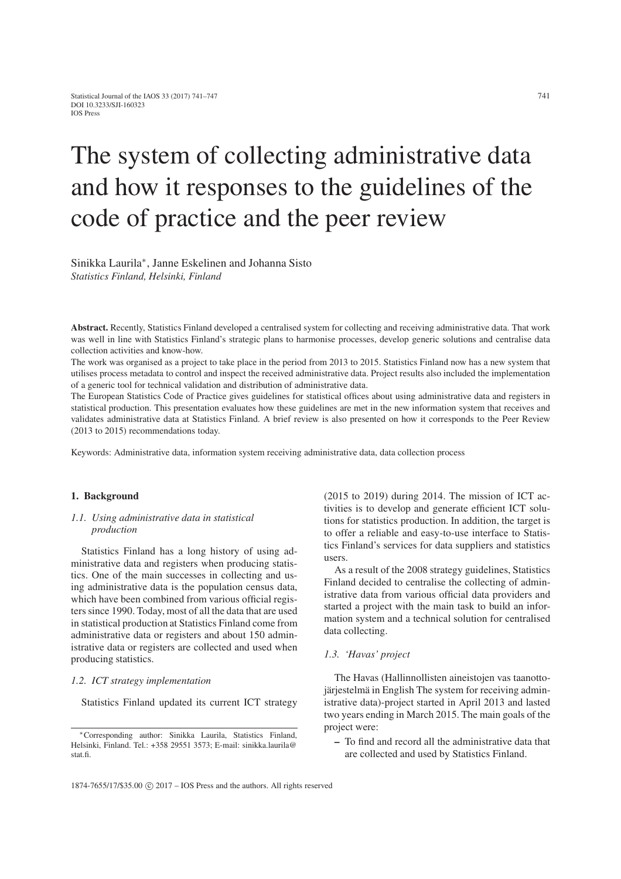# The system of collecting administrative data and how it responses to the guidelines of the code of practice and the peer review

Sinikka Laurila*, Janne Eskelinen and Johanna Sisto

*Statistics Finland, Helsinki, Finland*

**Abstract.** Recently, Statistics Finland developed a centralised system for collecting and receiving administrative data. That work was well in line with Statistics Finland's strategic plans to harmonise processes, develop generic solutions and centralise data collection activities and know-how.

The work was organised as a project to take place in the period from 2013 to 2015. Statistics Finland now has a new system that utilises process metadata to control and inspect the received administrative data. Project results also included the implementation of a generic tool for technical validation and distribution of administrative data.

The European Statistics Code of Practice gives guidelines for statistical offices about using administrative data and registers in statistical production. This presentation evaluates how these guidelines are met in the new information system that receives and validates administrative data at Statistics Finland. A brief review is also presented on how it corresponds to the Peer Review (2013 to 2015) recommendations today.

Keywords: Administrative data, information system receiving administrative data, data collection process

## 1. Background

### 1.1. Using administrative data in statistical production

Statistics Finland has a long history of using administrative data and registers when producing statistics. One of the main successes in collecting and using administrative data is the population census data, which have been combined from various official registers since 1990. Today, most of all the data that are used in statistical production at Statistics Finland come from administrative data or registers and about 150 administrative data or registers are collected and used when producing statistics.

### 1.2. ICT strategy implementation

Statistics Finland updated its current ICT strategy (2015 to 2019) during 2014. The mission of ICT activities is to develop and generate efficient ICT solutions for statistics production. In addition, the target is to offer a reliable and easy-to-use interface to Statistics Finland's services for data suppliers and statistics users.

As a result of the 2008 strategy guidelines, Statistics Finland decided to centralise the collecting of administrative data from various official data providers and started a project with the main task to build an information system and a technical solution for centralised data collecting.

### 1.3. 'Havas' project

The Havas (Hallinnollisten aineistojen vas taanottojärjestelmä in English The system for receiving administrative data)-project started in April 2013 and lasted two years ending in March 2015. The main goals of the project were:

- To find and record all the administrative data that are collected and used by Statistics Finland.

*Corresponding author: Sinikka Laurila, Statistics Finland, Helsinki, Finland. Tel.: +358 29551 3573; E-mail: sinikka.laurila@stat.fi.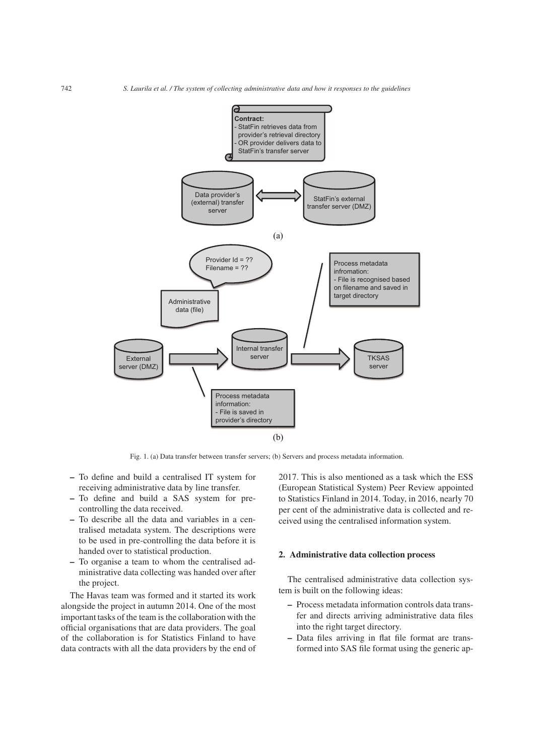Fig. 1. (a) Data transfer between transfer servers; (b) Servers and process metadata information.

- To define and build a centralised IT system for receiving administrative data by line transfer.
- To define and build a SAS system for pre-controlling the data received.
- To describe all the data and variables in a centralised metadata system. The descriptions were to be used in pre-controlling the data before it is handed over to statistical production.
- To organise a team to whom the centralised administrative data collecting was handed over after the project.

The Havas team was formed and it started its work alongside the project in autumn 2014. One of the most important tasks of the team is the collaboration with the official organisations that are data providers. The goal of the collaboration is for Statistics Finland to have data contracts with all the data providers by the end of 2017. This is also mentioned as a task which the ESS (European Statistical System) Peer Review appointed to Statistics Finland in 2014. Today, in 2016, nearly 70 per cent of the administrative data is collected and received using the centralised information system.

## 2. Administrative data collection process

The centralised administrative data collection system is built on the following ideas:

- Process metadata information controls data transfer and directs arriving administrative data files into the right target directory.
- Data files arriving in flat file format are transformed into SAS file format using the generic ap-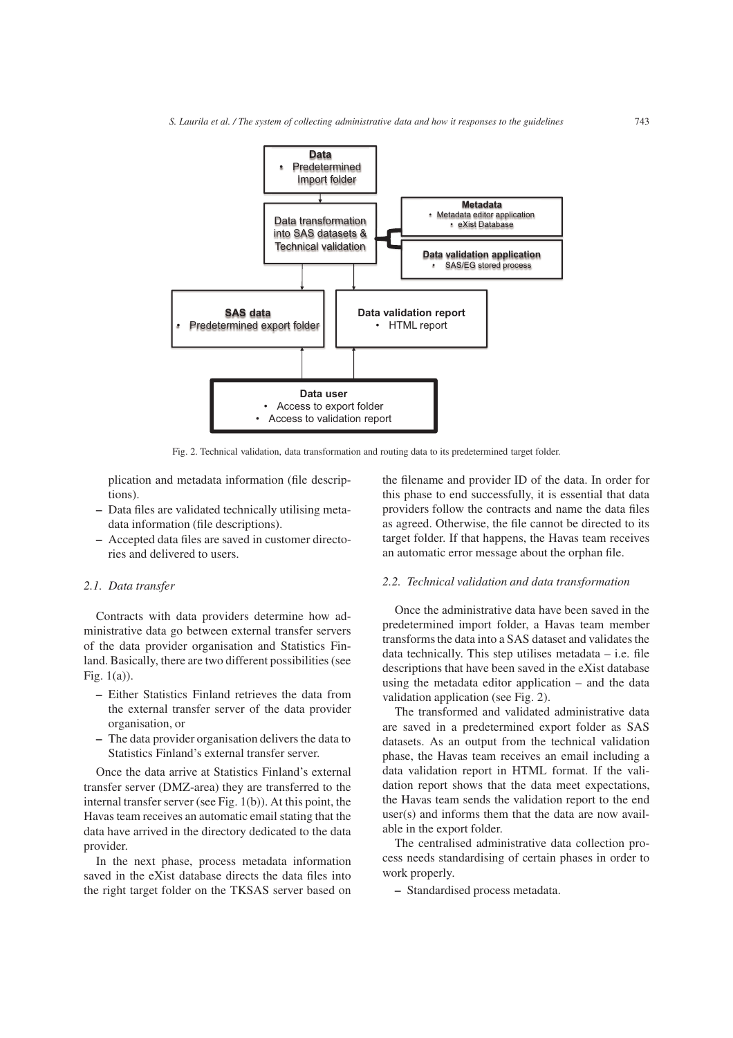Fig. 2. Technical validation, data transformation and routing data to its predetermined target folder.

plication and metadata information (file descriptions).

- Data files are validated technically utilising metadata information (file descriptions).
- Accepted data files are saved in customer directories and delivered to users.

### *2.1. Data transfer*

Contracts with data providers determine how administrative data go between external transfer servers of the data provider organisation and Statistics Finland. Basically, there are two different possibilities (see Fig. 1(a)).

- Either Statistics Finland retrieves the data from the external transfer server of the data provider organisation, or
- The data provider organisation delivers the data to Statistics Finland's external transfer server.

Once the data arrive at Statistics Finland's external transfer server (DMZ-area) they are transferred to the internal transfer server (see Fig. 1(b)). At this point, the Havas team receives an automatic email stating that the data have arrived in the directory dedicated to the data provider.

In the next phase, process metadata information saved in the eXist database directs the data files into the right target folder on the TKSAS server based on the filename and provider ID of the data. In order for this phase to end successfully, it is essential that data providers follow the contracts and name the data files as agreed. Otherwise, the file cannot be directed to its target folder. If that happens, the Havas team receives an automatic error message about the orphan file.

### *2.2. Technical validation and data transformation*

Once the administrative data have been saved in the predetermined import folder, a Havas team member transforms the data into a SAS dataset and validates the data technically. This step utilises metadata – i.e. file descriptions that have been saved in the eXist database using the metadata editor application – and the data validation application (see Fig. 2).

The transformed and validated administrative data are saved in a predetermined export folder as SAS datasets. As an output from the technical validation phase, the Havas team receives an email including a data validation report in HTML format. If the validation report shows that the data meet expectations, the Havas team sends the validation report to the end user(s) and informs them that the data are now available in the export folder.

The centralised administrative data collection process needs standardising of certain phases in order to work properly.

- Standardised process metadata.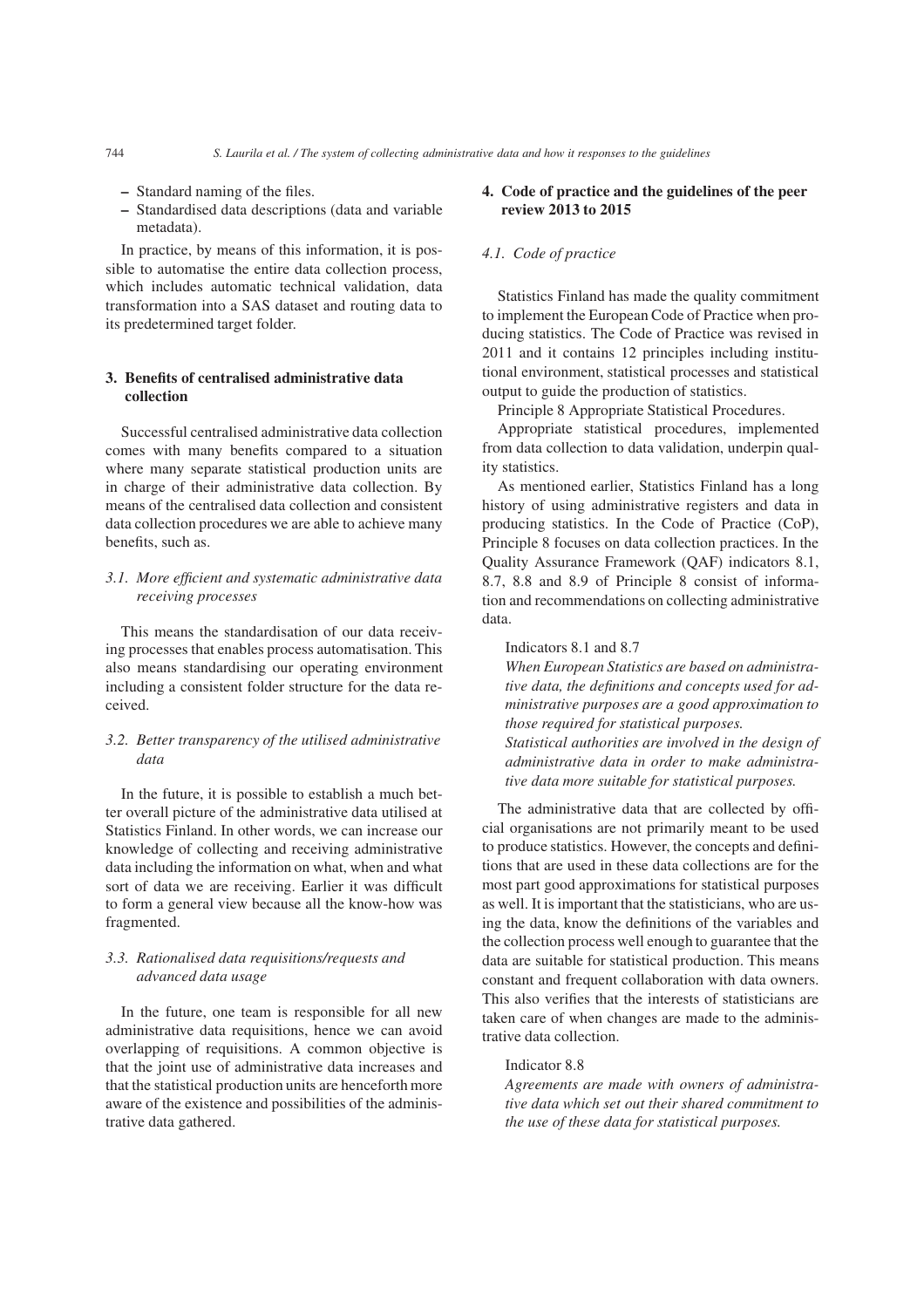- Standard naming of the files.
- Standardised data descriptions (data and variable metadata).

In practice, by means of this information, it is possible to automatise the entire data collection process, which includes automatic technical validation, data transformation into a SAS dataset and routing data to its predetermined target folder.

## 3. Benefits of centralised administrative data collection

Successful centralised administrative data collection comes with many benefits compared to a situation where many separate statistical production units are in charge of their administrative data collection. By means of the centralised data collection and consistent data collection procedures we are able to achieve many benefits, such as.

### *3.1. More efficient and systematic administrative data receiving processes*

This means the standardisation of our data receiving processes that enables process automatisation. This also means standardising our operating environment including a consistent folder structure for the data received.

### *3.2. Better transparency of the utilised administrative data*

In the future, it is possible to establish a much better overall picture of the administrative data utilised at Statistics Finland. In other words, we can increase our knowledge of collecting and receiving administrative data including the information on what, when and what sort of data we are receiving. Earlier it was difficult to form a general view because all the know-how was fragmented.

### *3.3. Rationalised data requisitions/requests and advanced data usage*

In the future, one team is responsible for all new administrative data requisitions, hence we can avoid overlapping of requisitions. A common objective is that the joint use of administrative data increases and that the statistical production units are henceforth more aware of the existence and possibilities of the administrative data gathered.

## 4. Code of practice and the guidelines of the peer review 2013 to 2015

### *4.1. Code of practice*

Statistics Finland has made the quality commitment to implement the European Code of Practice when producing statistics. The Code of Practice was revised in 2011 and it contains 12 principles including institutional environment, statistical processes and statistical output to guide the production of statistics.

Principle 8 Appropriate Statistical Procedures.

Appropriate statistical procedures, implemented from data collection to data validation, underpin quality statistics.

As mentioned earlier, Statistics Finland has a long history of using administrative registers and data in producing statistics. In the Code of Practice (CoP), Principle 8 focuses on data collection practices. In the Quality Assurance Framework (QAF) indicators 8.1, 8.7, 8.8 and 8.9 of Principle 8 consist of information and recommendations on collecting administrative data.

Indicators 8.1 and 8.7

*When European Statistics are based on administrative data, the definitions and concepts used for administrative purposes are a good approximation to those required for statistical purposes.*

*Statistical authorities are involved in the design of administrative data in order to make administrative data more suitable for statistical purposes.*

The administrative data that are collected by official organisations are not primarily meant to be used to produce statistics. However, the concepts and definitions that are used in these data collections are for the most part good approximations for statistical purposes as well. It is important that the statisticians, who are using the data, know the definitions of the variables and the collection process well enough to guarantee that the data are suitable for statistical production. This means constant and frequent collaboration with data owners. This also verifies that the interests of statisticians are taken care of when changes are made to the administrative data collection.

Indicator 8.8

*Agreements are made with owners of administrative data which set out their shared commitment to the use of these data for statistical purposes.*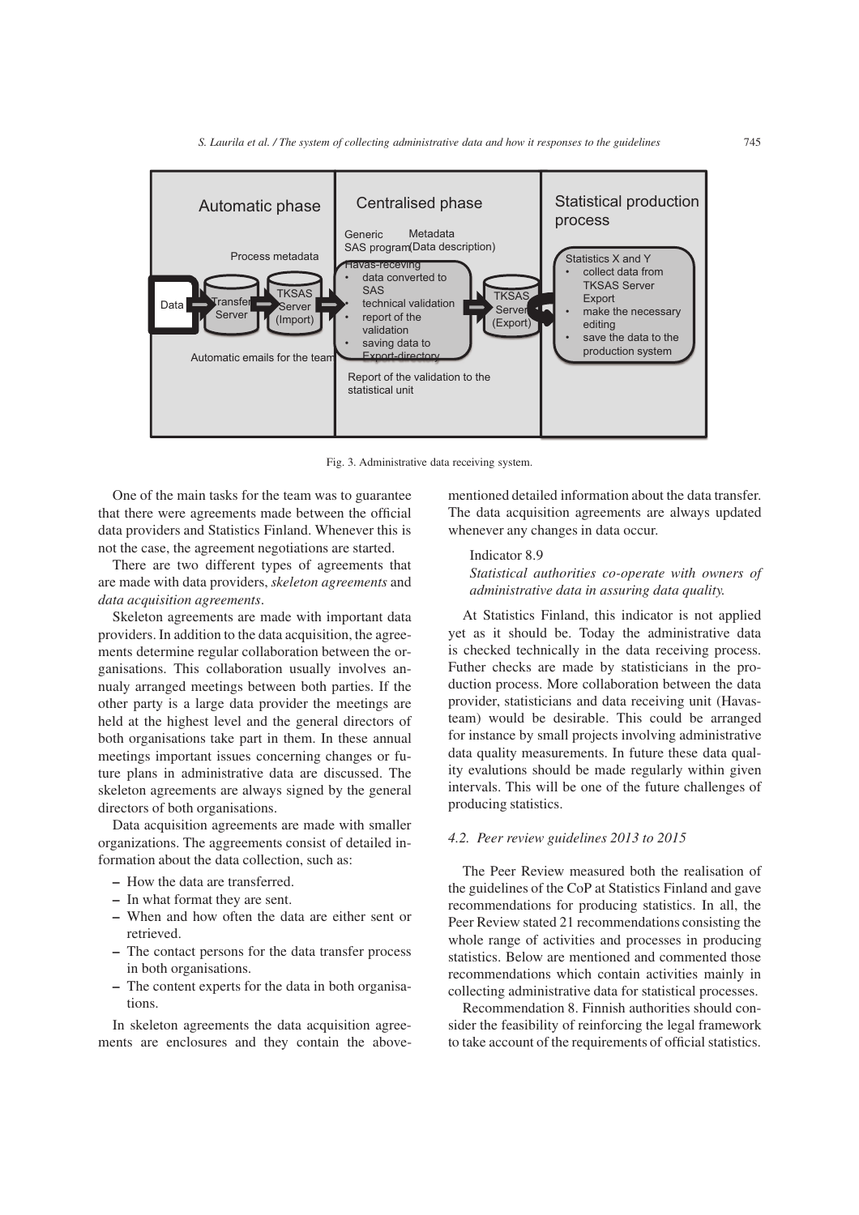Fig. 3. Administrative data receiving system.

One of the main tasks for the team was to guarantee that there were agreements made between the official data providers and Statistics Finland. Whenever this is not the case, the agreement negotiations are started.

There are two different types of agreements that are made with data providers, *skeleton agreements* and *data acquisition agreements*.

Skeleton agreements are made with important data providers. In addition to the data acquisition, the agreements determine regular collaboration between the organisations. This collaboration usually involves annualy arranged meetings between both parties. If the other party is a large data provider the meetings are held at the highest level and the general directors of both organisations take part in them. In these annual meetings important issues concerning changes or future plans in administrative data are discussed. The skeleton agreements are always signed by the general directors of both organisations.

Data acquisition agreements are made with smaller organizations. The aggreements consist of detailed information about the data collection, such as:

- How the data are transferred.
- In what format they are sent.
- When and how often the data are either sent or retrieved.
- The contact persons for the data transfer process in both organisations.
- The content experts for the data in both organisations.

In skeleton agreements the data acquisition agreements are enclosures and they contain the above-mentioned detailed information about the data transfer. The data acquisition agreements are always updated whenever any changes in data occur.

Indicator 8.9
*Statistical authorities co-operate with owners of administrative data in assuring data quality.*

At Statistics Finland, this indicator is not applied yet as it should be. Today the administrative data is checked technically in the data receiving process. Futher checks are made by statisticians in the production process. More collaboration between the data provider, statisticians and data receiving unit (Havas-team) would be desirable. This could be arranged for instance by small projects involving administrative data quality measurements. In future these data quality evalutions should be made regularly within given intervals. This will be one of the future challenges of producing statistics.

### *4.2. Peer review guidelines 2013 to 2015*

The Peer Review measured both the realisation of the guidelines of the CoP at Statistics Finland and gave recommendations for producing statistics. In all, the Peer Review stated 21 recommendations consisting the whole range of activities and processes in producing statistics. Below are mentioned and commented those recommendations which contain activities mainly in collecting administrative data for statistical processes.

Recommendation 8. Finnish authorities should consider the feasibility of reinforcing the legal framework to take account of the requirements of official statistics.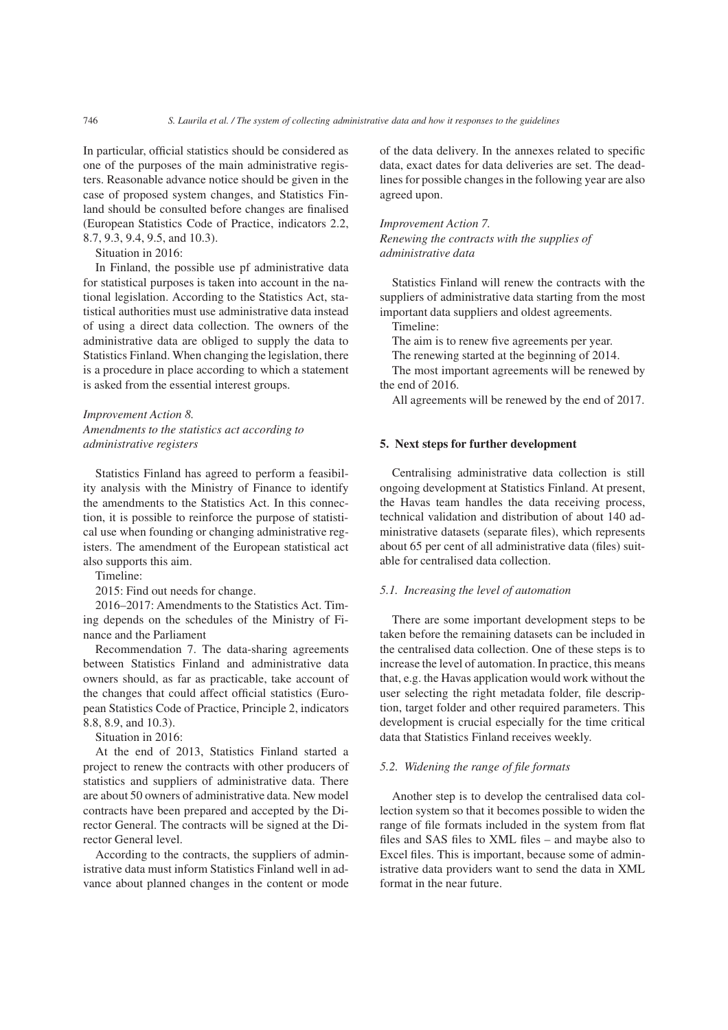In particular, official statistics should be considered as one of the purposes of the main administrative registers. Reasonable advance notice should be given in the case of proposed system changes, and Statistics Finland should be consulted before changes are finalised (European Statistics Code of Practice, indicators 2.2, 8.7, 9.3, 9.4, 9.5, and 10.3).

Situation in 2016:

In Finland, the possible use pf administrative data for statistical purposes is taken into account in the national legislation. According to the Statistics Act, statistical authorities must use administrative data instead of using a direct data collection. The owners of the administrative data are obliged to supply the data to Statistics Finland. When changing the legislation, there is a procedure in place according to which a statement is asked from the essential interest groups.

*Improvement Action 8.*
*Amendments to the statistics act according to administrative registers*

Statistics Finland has agreed to perform a feasibility analysis with the Ministry of Finance to identify the amendments to the Statistics Act. In this connection, it is possible to reinforce the purpose of statistical use when founding or changing administrative registers. The amendment of the European statistical act also supports this aim.

Timeline:

2015: Find out needs for change.

2016–2017: Amendments to the Statistics Act. Timing depends on the schedules of the Ministry of Finance and the Parliament

Recommendation 7. The data-sharing agreements between Statistics Finland and administrative data owners should, as far as practicable, take account of the changes that could affect official statistics (European Statistics Code of Practice, Principle 2, indicators 8.8, 8.9, and 10.3).

Situation in 2016:

At the end of 2013, Statistics Finland started a project to renew the contracts with other producers of statistics and suppliers of administrative data. There are about 50 owners of administrative data. New model contracts have been prepared and accepted by the Director General. The contracts will be signed at the Director General level.

According to the contracts, the suppliers of administrative data must inform Statistics Finland well in advance about planned changes in the content or mode of the data delivery. In the annexes related to specific data, exact dates for data deliveries are set. The deadlines for possible changes in the following year are also agreed upon.

*Improvement Action 7.*
*Renewing the contracts with the supplies of administrative data*

Statistics Finland will renew the contracts with the suppliers of administrative data starting from the most important data suppliers and oldest agreements.

Timeline:

The aim is to renew five agreements per year.

The renewing started at the beginning of 2014.

The most important agreements will be renewed by the end of 2016.

All agreements will be renewed by the end of 2017.

## 5. Next steps for further development

Centralising administrative data collection is still ongoing development at Statistics Finland. At present, the Havas team handles the data receiving process, technical validation and distribution of about 140 administrative datasets (separate files), which represents about 65 per cent of all administrative data (files) suitable for centralised data collection.

### *5.1. Increasing the level of automation*

There are some important development steps to be taken before the remaining datasets can be included in the centralised data collection. One of these steps is to increase the level of automation. In practice, this means that, e.g. the Havas application would work without the user selecting the right metadata folder, file description, target folder and other required parameters. This development is crucial especially for the time critical data that Statistics Finland receives weekly.

### *5.2. Widening the range of file formats*

Another step is to develop the centralised data collection system so that it becomes possible to widen the range of file formats included in the system from flat files and SAS files to XML files – and maybe also to Excel files. This is important, because some of administrative data providers want to send the data in XML format in the near future.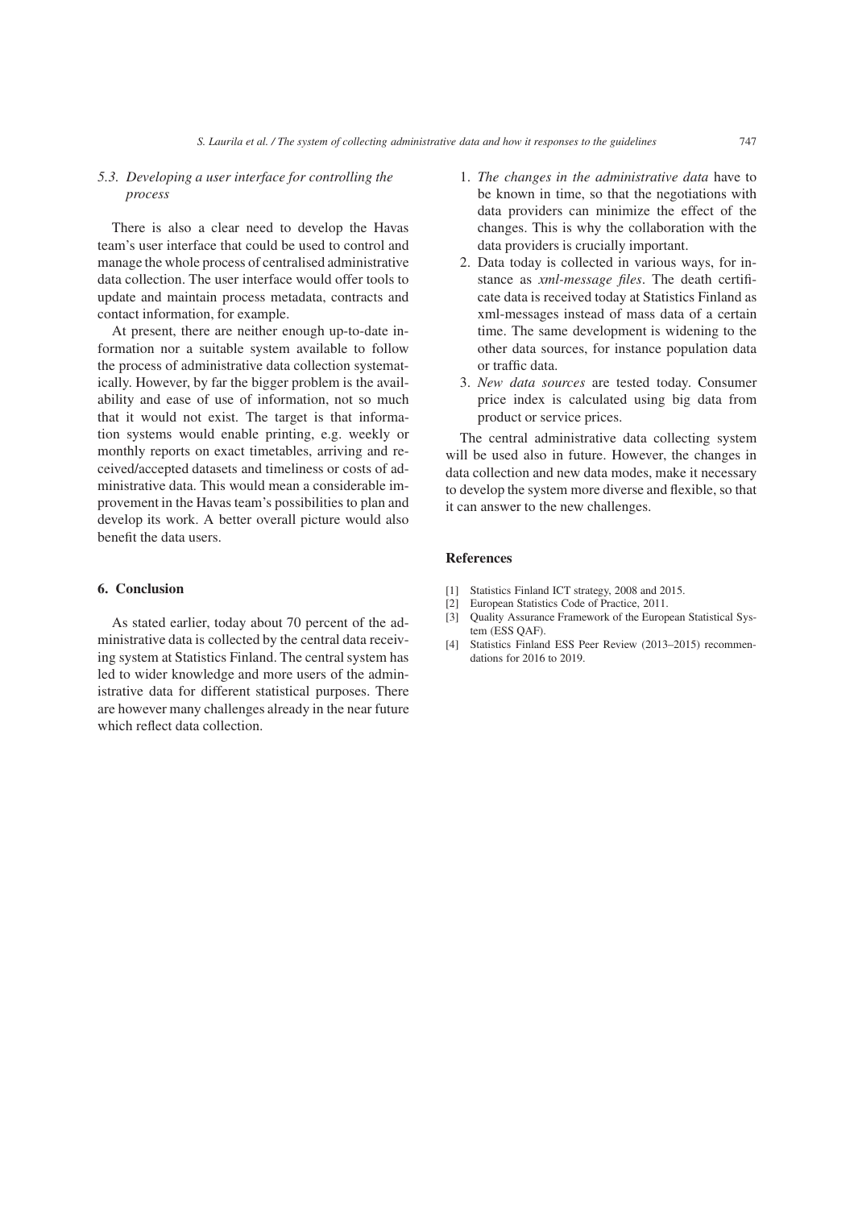### *5.3. Developing a user interface for controlling the process*

There is also a clear need to develop the Havas team's user interface that could be used to control and manage the whole process of centralised administrative data collection. The user interface would offer tools to update and maintain process metadata, contracts and contact information, for example.

At present, there are neither enough up-to-date information nor a suitable system available to follow the process of administrative data collection systematically. However, by far the bigger problem is the availability and ease of use of information, not so much that it would not exist. The target is that information systems would enable printing, e.g. weekly or monthly reports on exact timetables, arriving and received/accepted datasets and timeliness or costs of administrative data. This would mean a considerable improvement in the Havas team's possibilities to plan and develop its work. A better overall picture would also benefit the data users.

## 6. Conclusion

As stated earlier, today about 70 percent of the administrative data is collected by the central data receiving system at Statistics Finland. The central system has led to wider knowledge and more users of the administrative data for different statistical purposes. There are however many challenges already in the near future which reflect data collection.

1. *The changes in the administrative data* have to be known in time, so that the negotiations with data providers can minimize the effect of the changes. This is why the collaboration with the data providers is crucially important.
2. Data today is collected in various ways, for instance as *xml-message files*. The death certificate data is received today at Statistics Finland as xml-messages instead of mass data of a certain time. The same development is widening to the other data sources, for instance population data or traffic data.
3. *New data sources* are tested today. Consumer price index is calculated using big data from product or service prices.

The central administrative data collecting system will be used also in future. However, the changes in data collection and new data modes, make it necessary to develop the system more diverse and flexible, so that it can answer to the new challenges.

## References

[1] Statistics Finland ICT strategy, 2008 and 2015.

[2] European Statistics Code of Practice, 2011.

[3] Quality Assurance Framework of the European Statistical System (ESS QAF).

[4] Statistics Finland ESS Peer Review (2013–2015) recommendations for 2016 to 2019.